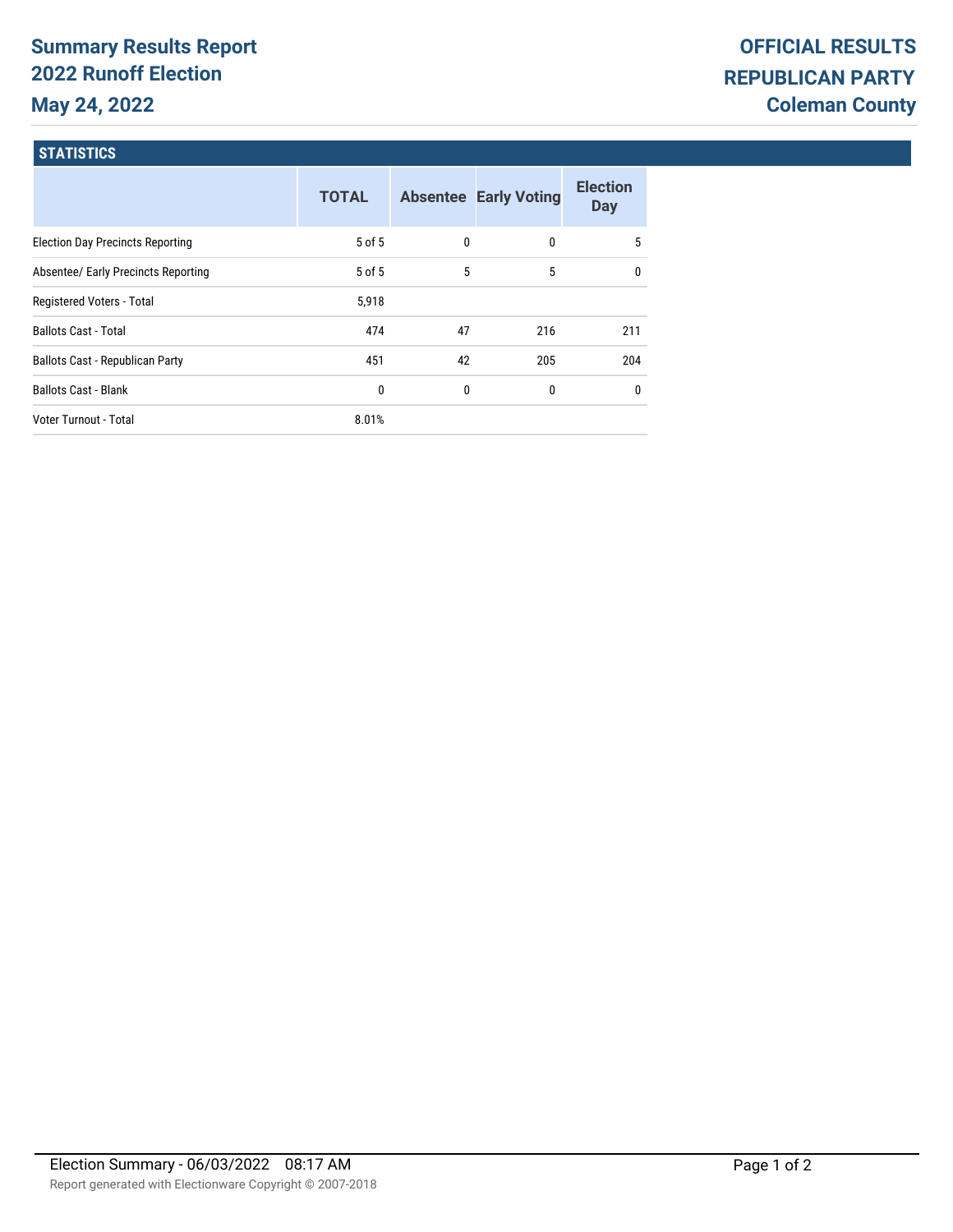# Summary Results Report
## 2022 Runoff Election
## May 24, 2022

**OFFICIAL RESULTS**
**REPUBLICAN PARTY**
**Coleman County**

### STATISTICS

| | TOTAL | Absentee | Early Voting | Election Day |
|---|---|---|---|---|
| Election Day Precincts Reporting | 5 of 5 | 0 | 0 | 5 |
| Absentee/ Early Precincts Reporting | 5 of 5 | 5 | 5 | 0 |
| Registered Voters - Total | 5,918 | | | |
| Ballots Cast - Total | 474 | 47 | 216 | 211 |
| Ballots Cast - Republican Party | 451 | 42 | 205 | 204 |
| Ballots Cast - Blank | 0 | 0 | 0 | 0 |
| Voter Turnout - Total | 8.01% | | | |

Election Summary - 06/03/2022 08:17 AM

Report generated with Electionware Copyright © 2007-2018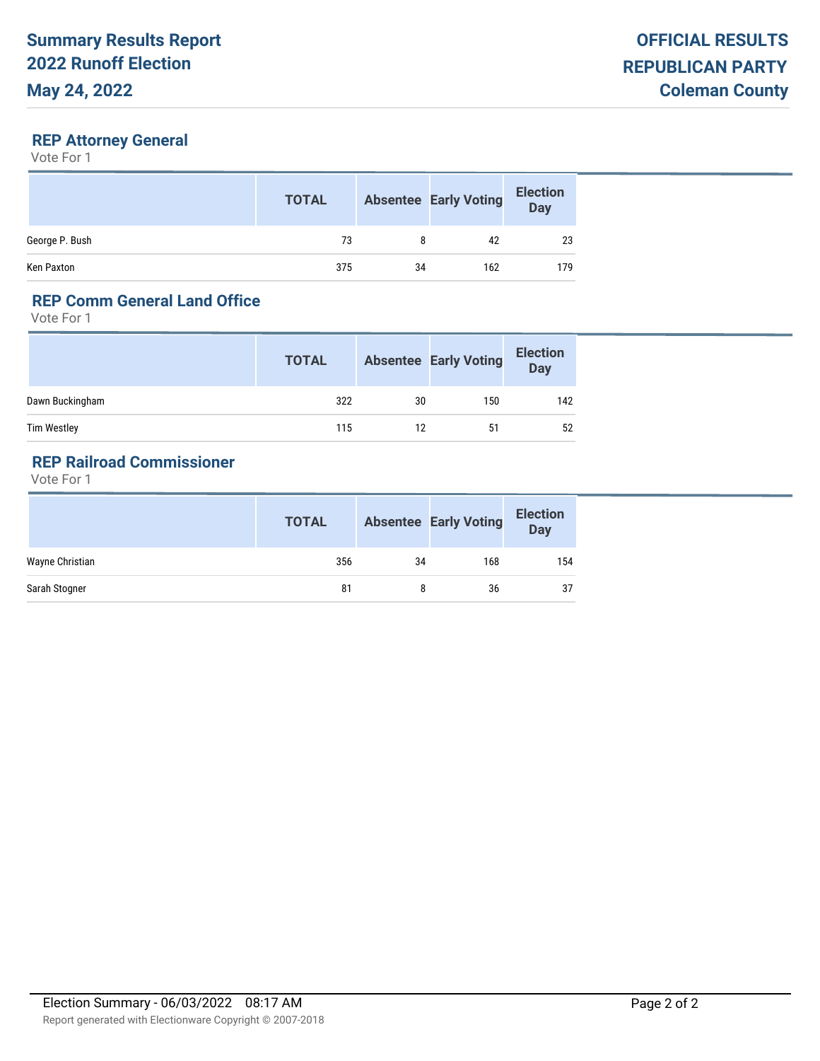# Summary Results Report
## 2022 Runoff Election
## May 24, 2022

**OFFICIAL RESULTS**
**REPUBLICAN PARTY**
**Coleman County**

### REP Attorney General

Vote For 1

| | TOTAL | Absentee | Early Voting | Election Day |
|---|---|---|---|---|
| George P. Bush | 73 | 8 | 42 | 23 |
| Ken Paxton | 375 | 34 | 162 | 179 |

### REP Comm General Land Office

Vote For 1

| | TOTAL | Absentee | Early Voting | Election Day |
|---|---|---|---|---|
| Dawn Buckingham | 322 | 30 | 150 | 142 |
| Tim Westley | 115 | 12 | 51 | 52 |

### REP Railroad Commissioner

Vote For 1

| | TOTAL | Absentee | Early Voting | Election Day |
|---|---|---|---|---|
| Wayne Christian | 356 | 34 | 168 | 154 |
| Sarah Stogner | 81 | 8 | 36 | 37 |

Election Summary - 06/03/2022 08:17 AM

Report generated with Electionware Copyright © 2007-2018